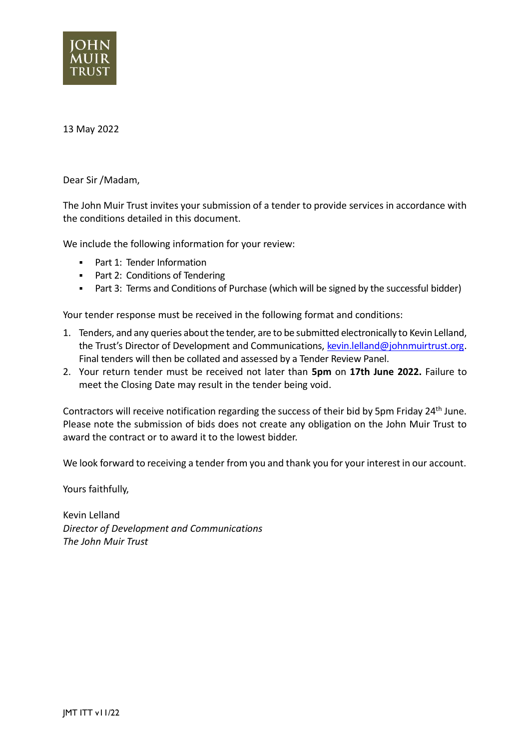JOHN MUIR TRUST

13 May 2022

Dear Sir /Madam,

The John Muir Trust invites your submission of a tender to provide services in accordance with the conditions detailed in this document.

We include the following information for your review:

- Part 1: Tender Information
- Part 2: Conditions of Tendering
- Part 3: Terms and Conditions of Purchase (which will be signed by the successful bidder)

Your tender response must be received in the following format and conditions:

1. Tenders, and any queries about the tender, are to be submitted electronically to Kevin Lelland, the Trust's Director of Development and Communications, kevin.lelland@johnmuirtrust.org. Final tenders will then be collated and assessed by a Tender Review Panel.
2. Your return tender must be received not later than **5pm** on **17th June 2022.** Failure to meet the Closing Date may result in the tender being void.

Contractors will receive notification regarding the success of their bid by 5pm Friday 24th June. Please note the submission of bids does not create any obligation on the John Muir Trust to award the contract or to award it to the lowest bidder.

We look forward to receiving a tender from you and thank you for your interest in our account.

Yours faithfully,

Kevin Lelland
*Director of Development and Communications*
*The John Muir Trust*

JMT ITT v11/22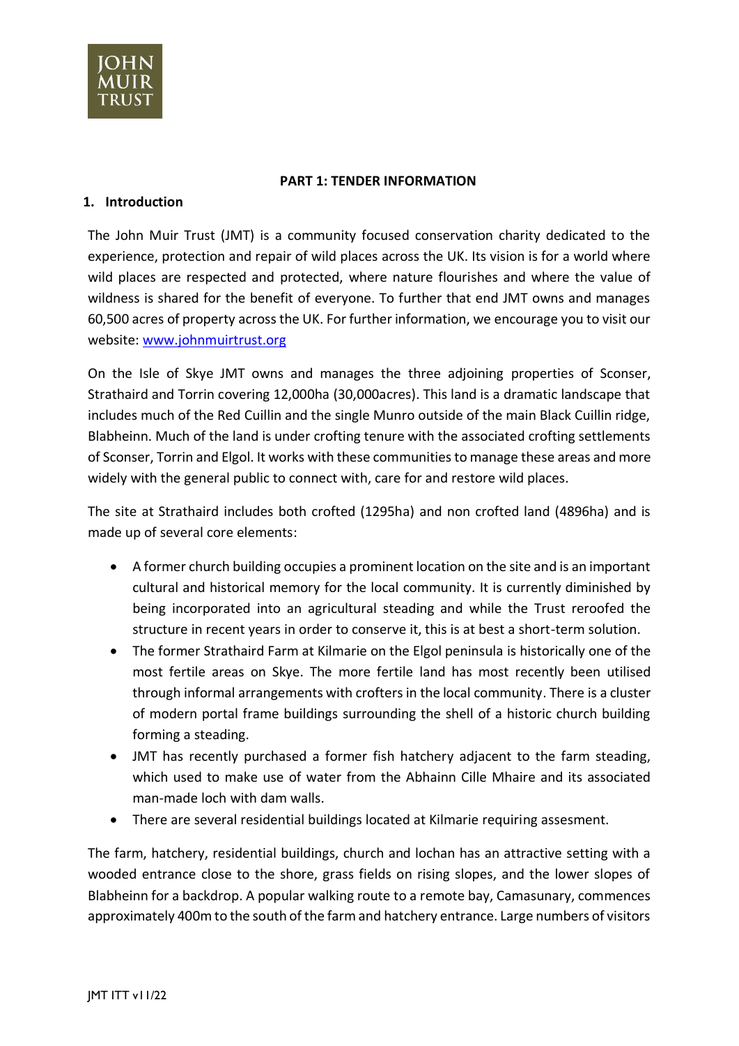## PART 1: TENDER INFORMATION

### 1. Introduction

The John Muir Trust (JMT) is a community focused conservation charity dedicated to the experience, protection and repair of wild places across the UK. Its vision is for a world where wild places are respected and protected, where nature flourishes and where the value of wildness is shared for the benefit of everyone. To further that end JMT owns and manages 60,500 acres of property across the UK. For further information, we encourage you to visit our website: [www.johnmuirtrust.org](http://www.johnmuirtrust.org)

On the Isle of Skye JMT owns and manages the three adjoining properties of Sconser, Strathaird and Torrin covering 12,000ha (30,000acres). This land is a dramatic landscape that includes much of the Red Cuillin and the single Munro outside of the main Black Cuillin ridge, Blabheinn. Much of the land is under crofting tenure with the associated crofting settlements of Sconser, Torrin and Elgol. It works with these communities to manage these areas and more widely with the general public to connect with, care for and restore wild places.

The site at Strathaird includes both crofted (1295ha) and non crofted land (4896ha) and is made up of several core elements:

- A former church building occupies a prominent location on the site and is an important cultural and historical memory for the local community. It is currently diminished by being incorporated into an agricultural steading and while the Trust reroofed the structure in recent years in order to conserve it, this is at best a short-term solution.
- The former Strathaird Farm at Kilmarie on the Elgol peninsula is historically one of the most fertile areas on Skye. The more fertile land has most recently been utilised through informal arrangements with crofters in the local community. There is a cluster of modern portal frame buildings surrounding the shell of a historic church building forming a steading.
- JMT has recently purchased a former fish hatchery adjacent to the farm steading, which used to make use of water from the Abhainn Cille Mhaire and its associated man-made loch with dam walls.
- There are several residential buildings located at Kilmarie requiring assesment.

The farm, hatchery, residential buildings, church and lochan has an attractive setting with a wooded entrance close to the shore, grass fields on rising slopes, and the lower slopes of Blabheinn for a backdrop. A popular walking route to a remote bay, Camasunary, commences approximately 400m to the south of the farm and hatchery entrance. Large numbers of visitors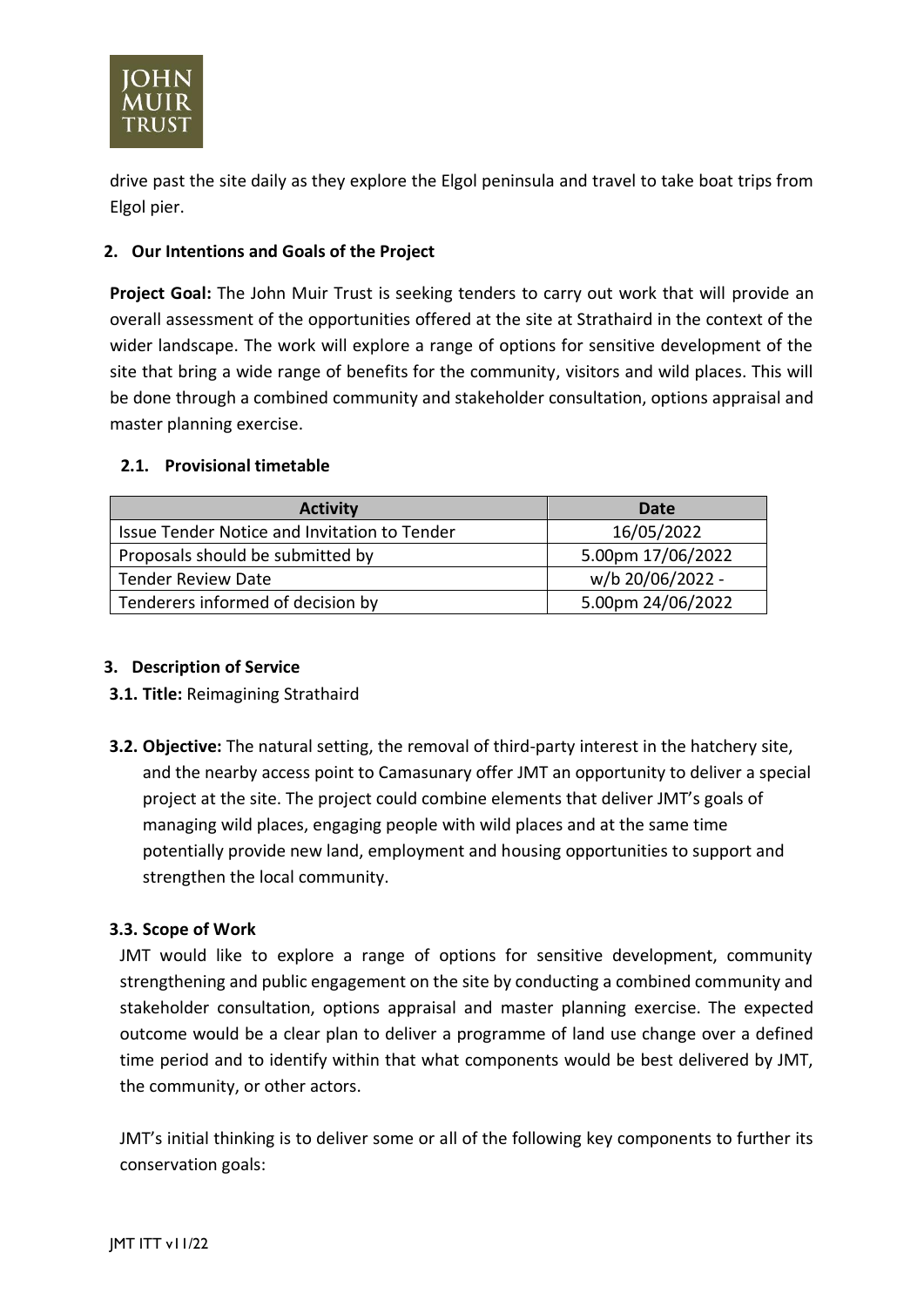drive past the site daily as they explore the Elgol peninsula and travel to take boat trips from Elgol pier.

## 2. Our Intentions and Goals of the Project

**Project Goal:** The John Muir Trust is seeking tenders to carry out work that will provide an overall assessment of the opportunities offered at the site at Strathaird in the context of the wider landscape. The work will explore a range of options for sensitive development of the site that bring a wide range of benefits for the community, visitors and wild places. This will be done through a combined community and stakeholder consultation, options appraisal and master planning exercise.

### 2.1. Provisional timetable

| Activity | Date |
| --- | --- |
| Issue Tender Notice and Invitation to Tender | 16/05/2022 |
| Proposals should be submitted by | 5.00pm 17/06/2022 |
| Tender Review Date | w/b 20/06/2022 - |
| Tenderers informed of decision by | 5.00pm 24/06/2022 |

## 3. Description of Service

**3.1. Title:** Reimagining Strathaird

**3.2. Objective:** The natural setting, the removal of third-party interest in the hatchery site, and the nearby access point to Camasunary offer JMT an opportunity to deliver a special project at the site. The project could combine elements that deliver JMT's goals of managing wild places, engaging people with wild places and at the same time potentially provide new land, employment and housing opportunities to support and strengthen the local community.

### 3.3. Scope of Work

JMT would like to explore a range of options for sensitive development, community strengthening and public engagement on the site by conducting a combined community and stakeholder consultation, options appraisal and master planning exercise. The expected outcome would be a clear plan to deliver a programme of land use change over a defined time period and to identify within that what components would be best delivered by JMT, the community, or other actors.

JMT's initial thinking is to deliver some or all of the following key components to further its conservation goals: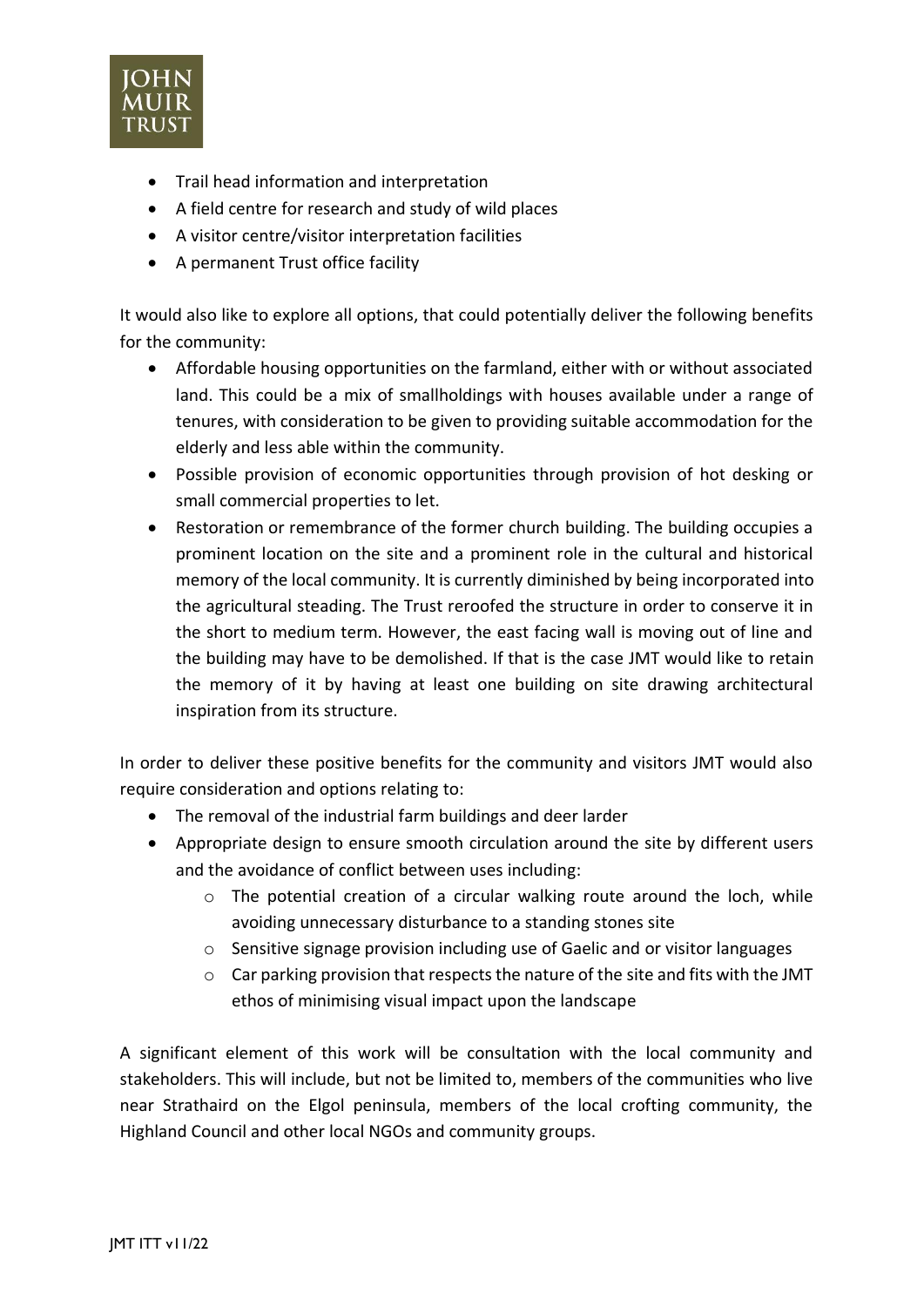- Trail head information and interpretation
- A field centre for research and study of wild places
- A visitor centre/visitor interpretation facilities
- A permanent Trust office facility

It would also like to explore all options, that could potentially deliver the following benefits for the community:

- Affordable housing opportunities on the farmland, either with or without associated land. This could be a mix of smallholdings with houses available under a range of tenures, with consideration to be given to providing suitable accommodation for the elderly and less able within the community.
- Possible provision of economic opportunities through provision of hot desking or small commercial properties to let.
- Restoration or remembrance of the former church building. The building occupies a prominent location on the site and a prominent role in the cultural and historical memory of the local community. It is currently diminished by being incorporated into the agricultural steading. The Trust reroofed the structure in order to conserve it in the short to medium term. However, the east facing wall is moving out of line and the building may have to be demolished. If that is the case JMT would like to retain the memory of it by having at least one building on site drawing architectural inspiration from its structure.

In order to deliver these positive benefits for the community and visitors JMT would also require consideration and options relating to:

- The removal of the industrial farm buildings and deer larder
- Appropriate design to ensure smooth circulation around the site by different users and the avoidance of conflict between uses including:
  - The potential creation of a circular walking route around the loch, while avoiding unnecessary disturbance to a standing stones site
  - Sensitive signage provision including use of Gaelic and or visitor languages
  - Car parking provision that respects the nature of the site and fits with the JMT ethos of minimising visual impact upon the landscape

A significant element of this work will be consultation with the local community and stakeholders. This will include, but not be limited to, members of the communities who live near Strathaird on the Elgol peninsula, members of the local crofting community, the Highland Council and other local NGOs and community groups.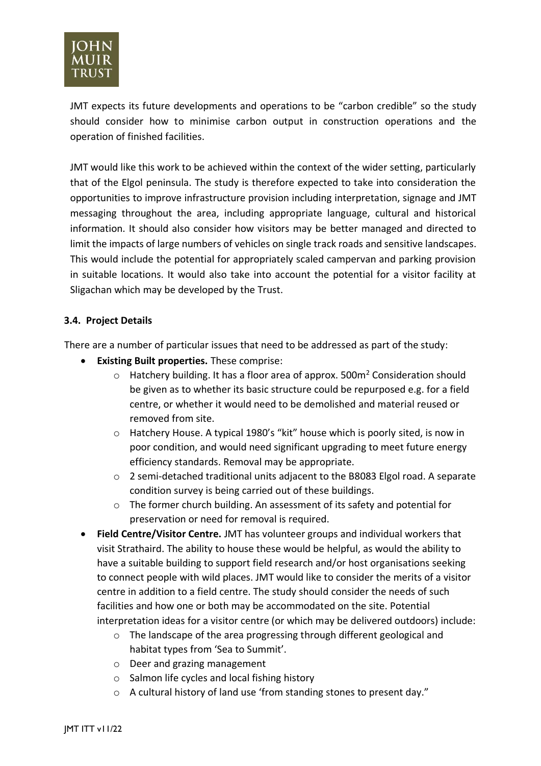JMT expects its future developments and operations to be "carbon credible" so the study should consider how to minimise carbon output in construction operations and the operation of finished facilities.

JMT would like this work to be achieved within the context of the wider setting, particularly that of the Elgol peninsula. The study is therefore expected to take into consideration the opportunities to improve infrastructure provision including interpretation, signage and JMT messaging throughout the area, including appropriate language, cultural and historical information. It should also consider how visitors may be better managed and directed to limit the impacts of large numbers of vehicles on single track roads and sensitive landscapes. This would include the potential for appropriately scaled campervan and parking provision in suitable locations. It would also take into account the potential for a visitor facility at Sligachan which may be developed by the Trust.

### 3.4. Project Details

There are a number of particular issues that need to be addressed as part of the study:

- **Existing Built properties.** These comprise:
  - Hatchery building. It has a floor area of approx. 500m$^2$ Consideration should be given as to whether its basic structure could be repurposed e.g. for a field centre, or whether it would need to be demolished and material reused or removed from site.
  - Hatchery House. A typical 1980's "kit" house which is poorly sited, is now in poor condition, and would need significant upgrading to meet future energy efficiency standards. Removal may be appropriate.
  - 2 semi-detached traditional units adjacent to the B8083 Elgol road. A separate condition survey is being carried out of these buildings.
  - The former church building. An assessment of its safety and potential for preservation or need for removal is required.
- **Field Centre/Visitor Centre.** JMT has volunteer groups and individual workers that visit Strathaird. The ability to house these would be helpful, as would the ability to have a suitable building to support field research and/or host organisations seeking to connect people with wild places. JMT would like to consider the merits of a visitor centre in addition to a field centre. The study should consider the needs of such facilities and how one or both may be accommodated on the site. Potential interpretation ideas for a visitor centre (or which may be delivered outdoors) include:
  - The landscape of the area progressing through different geological and habitat types from 'Sea to Summit'.
  - Deer and grazing management
  - Salmon life cycles and local fishing history
  - A cultural history of land use 'from standing stones to present day."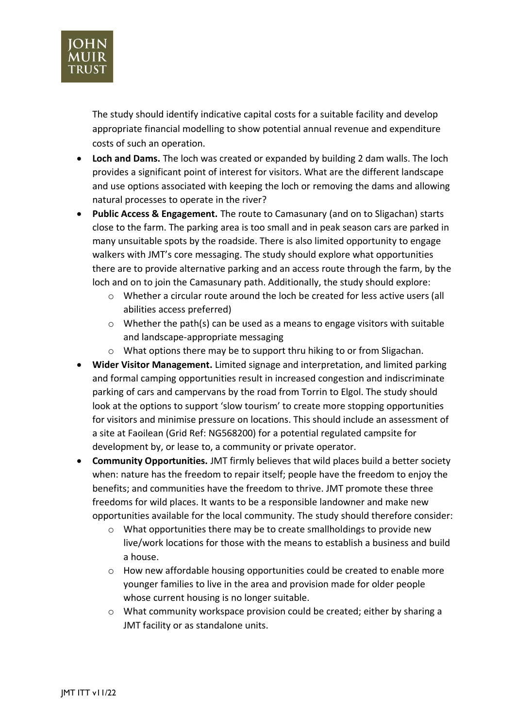The study should identify indicative capital costs for a suitable facility and develop appropriate financial modelling to show potential annual revenue and expenditure costs of such an operation.

- **Loch and Dams.** The loch was created or expanded by building 2 dam walls. The loch provides a significant point of interest for visitors. What are the different landscape and use options associated with keeping the loch or removing the dams and allowing natural processes to operate in the river?
- **Public Access & Engagement.** The route to Camasunary (and on to Sligachan) starts close to the farm. The parking area is too small and in peak season cars are parked in many unsuitable spots by the roadside. There is also limited opportunity to engage walkers with JMT's core messaging. The study should explore what opportunities there are to provide alternative parking and an access route through the farm, by the loch and on to join the Camasunary path. Additionally, the study should explore:
  - Whether a circular route around the loch be created for less active users (all abilities access preferred)
  - Whether the path(s) can be used as a means to engage visitors with suitable and landscape-appropriate messaging
  - What options there may be to support thru hiking to or from Sligachan.
- **Wider Visitor Management.** Limited signage and interpretation, and limited parking and formal camping opportunities result in increased congestion and indiscriminate parking of cars and campervans by the road from Torrin to Elgol. The study should look at the options to support 'slow tourism' to create more stopping opportunities for visitors and minimise pressure on locations. This should include an assessment of a site at Faoilean (Grid Ref: NG568200) for a potential regulated campsite for development by, or lease to, a community or private operator.
- **Community Opportunities.** JMT firmly believes that wild places build a better society when: nature has the freedom to repair itself; people have the freedom to enjoy the benefits; and communities have the freedom to thrive. JMT promote these three freedoms for wild places. It wants to be a responsible landowner and make new opportunities available for the local community. The study should therefore consider:
  - What opportunities there may be to create smallholdings to provide new live/work locations for those with the means to establish a business and build a house.
  - How new affordable housing opportunities could be created to enable more younger families to live in the area and provision made for older people whose current housing is no longer suitable.
  - What community workspace provision could be created; either by sharing a JMT facility or as standalone units.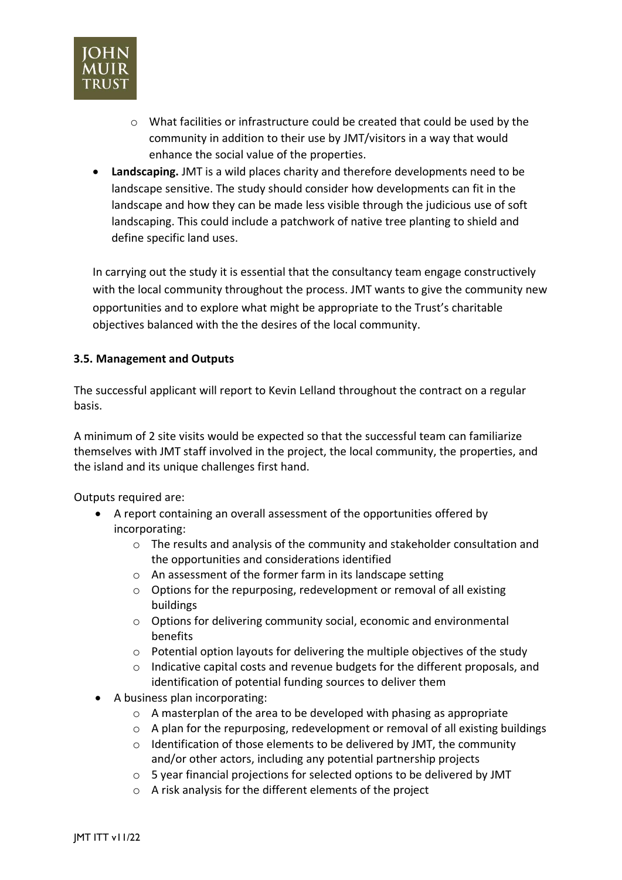- What facilities or infrastructure could be created that could be used by the community in addition to their use by JMT/visitors in a way that would enhance the social value of the properties.
- **Landscaping.** JMT is a wild places charity and therefore developments need to be landscape sensitive. The study should consider how developments can fit in the landscape and how they can be made less visible through the judicious use of soft landscaping. This could include a patchwork of native tree planting to shield and define specific land uses.

In carrying out the study it is essential that the consultancy team engage constructively with the local community throughout the process. JMT wants to give the community new opportunities and to explore what might be appropriate to the Trust's charitable objectives balanced with the the desires of the local community.

**3.5. Management and Outputs**

The successful applicant will report to Kevin Lelland throughout the contract on a regular basis.

A minimum of 2 site visits would be expected so that the successful team can familiarize themselves with JMT staff involved in the project, the local community, the properties, and the island and its unique challenges first hand.

Outputs required are:

- A report containing an overall assessment of the opportunities offered by incorporating:
    - The results and analysis of the community and stakeholder consultation and the opportunities and considerations identified
    - An assessment of the former farm in its landscape setting
    - Options for the repurposing, redevelopment or removal of all existing buildings
    - Options for delivering community social, economic and environmental benefits
    - Potential option layouts for delivering the multiple objectives of the study
    - Indicative capital costs and revenue budgets for the different proposals, and identification of potential funding sources to deliver them
- A business plan incorporating:
    - A masterplan of the area to be developed with phasing as appropriate
    - A plan for the repurposing, redevelopment or removal of all existing buildings
    - Identification of those elements to be delivered by JMT, the community and/or other actors, including any potential partnership projects
    - 5 year financial projections for selected options to be delivered by JMT
    - A risk analysis for the different elements of the project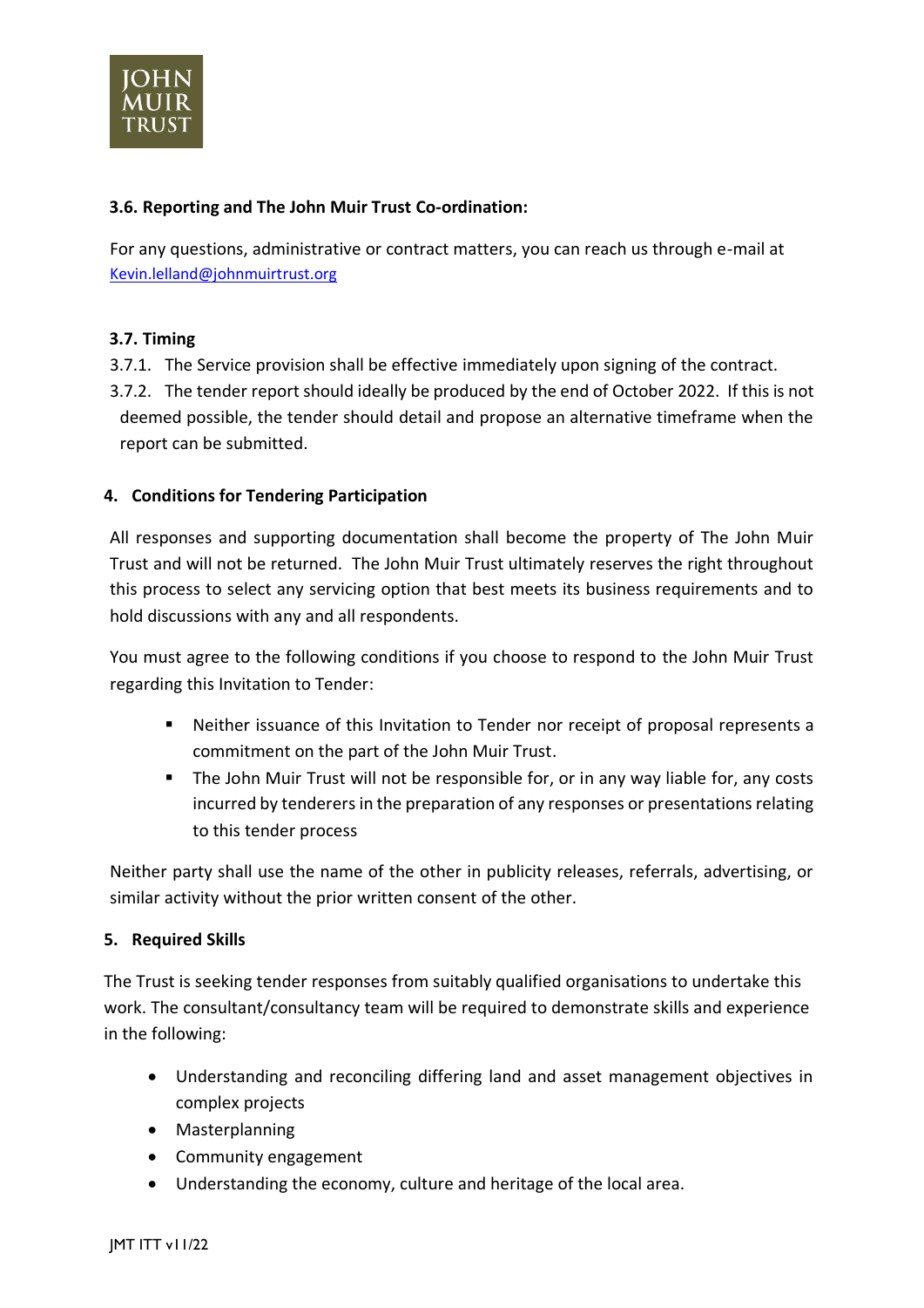### 3.6. Reporting and The John Muir Trust Co-ordination:

For any questions, administrative or contract matters, you can reach us through e-mail at Kevin.lelland@johnmuirtrust.org

### 3.7. Timing

3.7.1. The Service provision shall be effective immediately upon signing of the contract.

3.7.2. The tender report should ideally be produced by the end of October 2022. If this is not deemed possible, the tender should detail and propose an alternative timeframe when the report can be submitted.

## 4. Conditions for Tendering Participation

All responses and supporting documentation shall become the property of The John Muir Trust and will not be returned. The John Muir Trust ultimately reserves the right throughout this process to select any servicing option that best meets its business requirements and to hold discussions with any and all respondents.

You must agree to the following conditions if you choose to respond to the John Muir Trust regarding this Invitation to Tender:

- Neither issuance of this Invitation to Tender nor receipt of proposal represents a commitment on the part of the John Muir Trust.
- The John Muir Trust will not be responsible for, or in any way liable for, any costs incurred by tenderers in the preparation of any responses or presentations relating to this tender process

Neither party shall use the name of the other in publicity releases, referrals, advertising, or similar activity without the prior written consent of the other.

## 5. Required Skills

The Trust is seeking tender responses from suitably qualified organisations to undertake this work. The consultant/consultancy team will be required to demonstrate skills and experience in the following:

- Understanding and reconciling differing land and asset management objectives in complex projects
- Masterplanning
- Community engagement
- Understanding the economy, culture and heritage of the local area.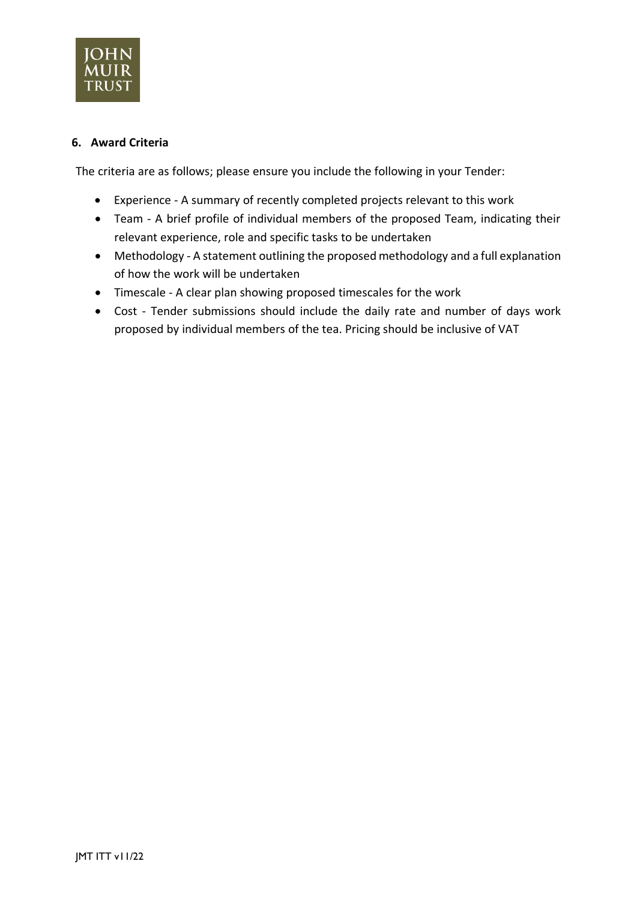## 6. Award Criteria

The criteria are as follows; please ensure you include the following in your Tender:

- Experience - A summary of recently completed projects relevant to this work
- Team - A brief profile of individual members of the proposed Team, indicating their relevant experience, role and specific tasks to be undertaken
- Methodology - A statement outlining the proposed methodology and a full explanation of how the work will be undertaken
- Timescale - A clear plan showing proposed timescales for the work
- Cost - Tender submissions should include the daily rate and number of days work proposed by individual members of the tea. Pricing should be inclusive of VAT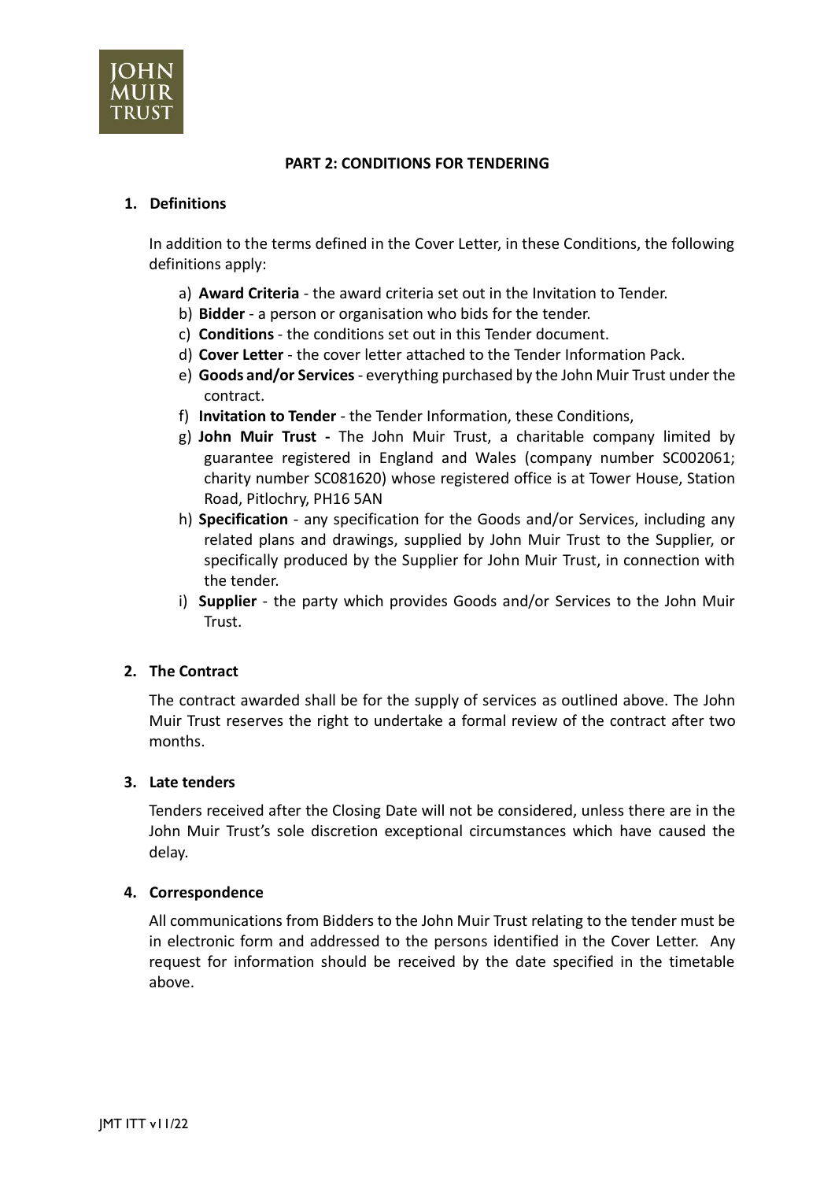## PART 2: CONDITIONS FOR TENDERING

### 1. Definitions

In addition to the terms defined in the Cover Letter, in these Conditions, the following definitions apply:

a) **Award Criteria** - the award criteria set out in the Invitation to Tender.
b) **Bidder** - a person or organisation who bids for the tender.
c) **Conditions** - the conditions set out in this Tender document.
d) **Cover Letter** - the cover letter attached to the Tender Information Pack.
e) **Goods and/or Services** - everything purchased by the John Muir Trust under the contract.
f) **Invitation to Tender** - the Tender Information, these Conditions,
g) **John Muir Trust -** The John Muir Trust, a charitable company limited by guarantee registered in England and Wales (company number SC002061; charity number SC081620) whose registered office is at Tower House, Station Road, Pitlochry, PH16 5AN
h) **Specification** - any specification for the Goods and/or Services, including any related plans and drawings, supplied by John Muir Trust to the Supplier, or specifically produced by the Supplier for John Muir Trust, in connection with the tender.
i) **Supplier** - the party which provides Goods and/or Services to the John Muir Trust.

### 2. The Contract

The contract awarded shall be for the supply of services as outlined above. The John Muir Trust reserves the right to undertake a formal review of the contract after two months.

### 3. Late tenders

Tenders received after the Closing Date will not be considered, unless there are in the John Muir Trust's sole discretion exceptional circumstances which have caused the delay.

### 4. Correspondence

All communications from Bidders to the John Muir Trust relating to the tender must be in electronic form and addressed to the persons identified in the Cover Letter. Any request for information should be received by the date specified in the timetable above.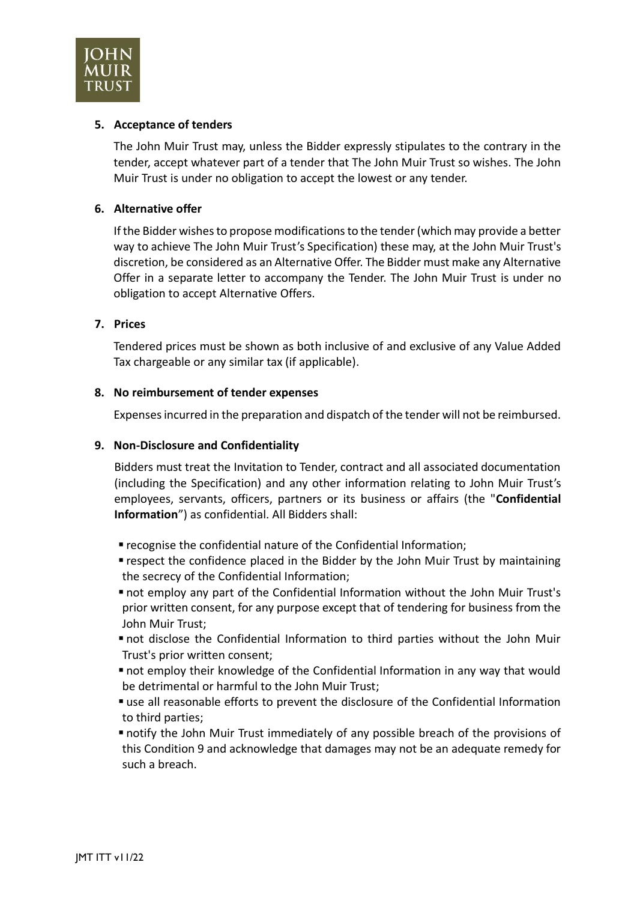**5. Acceptance of tenders**

The John Muir Trust may, unless the Bidder expressly stipulates to the contrary in the tender, accept whatever part of a tender that The John Muir Trust so wishes. The John Muir Trust is under no obligation to accept the lowest or any tender.

**6. Alternative offer**

If the Bidder wishes to propose modifications to the tender (which may provide a better way to achieve The John Muir Trust's Specification) these may, at the John Muir Trust's discretion, be considered as an Alternative Offer. The Bidder must make any Alternative Offer in a separate letter to accompany the Tender. The John Muir Trust is under no obligation to accept Alternative Offers.

**7. Prices**

Tendered prices must be shown as both inclusive of and exclusive of any Value Added Tax chargeable or any similar tax (if applicable).

**8. No reimbursement of tender expenses**

Expenses incurred in the preparation and dispatch of the tender will not be reimbursed.

**9. Non-Disclosure and Confidentiality**

Bidders must treat the Invitation to Tender, contract and all associated documentation (including the Specification) and any other information relating to John Muir Trust's employees, servants, officers, partners or its business or affairs (the "**Confidential Information**") as confidential. All Bidders shall:

- recognise the confidential nature of the Confidential Information;
- respect the confidence placed in the Bidder by the John Muir Trust by maintaining the secrecy of the Confidential Information;
- not employ any part of the Confidential Information without the John Muir Trust's prior written consent, for any purpose except that of tendering for business from the John Muir Trust;
- not disclose the Confidential Information to third parties without the John Muir Trust's prior written consent;
- not employ their knowledge of the Confidential Information in any way that would be detrimental or harmful to the John Muir Trust;
- use all reasonable efforts to prevent the disclosure of the Confidential Information to third parties;
- notify the John Muir Trust immediately of any possible breach of the provisions of this Condition 9 and acknowledge that damages may not be an adequate remedy for such a breach.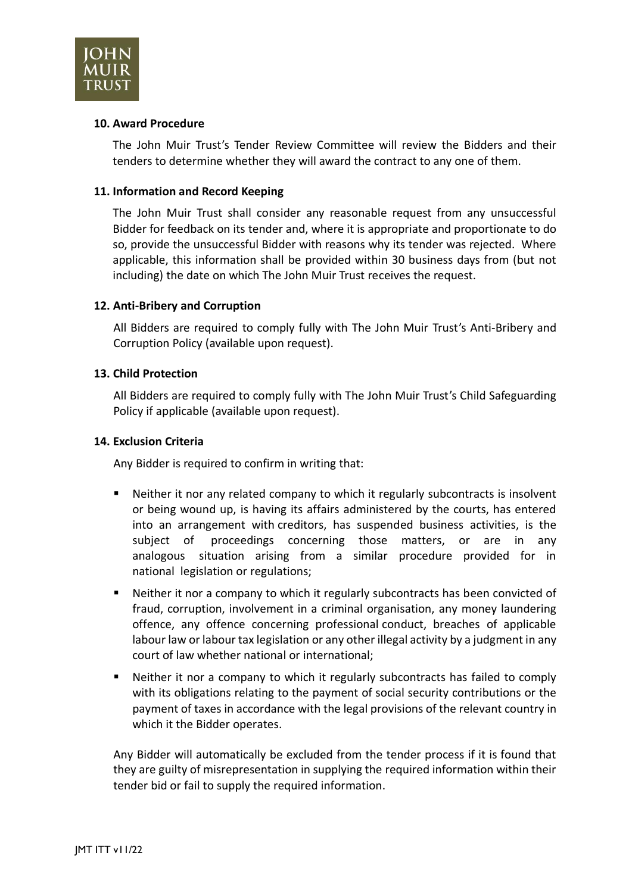### 10. Award Procedure

The John Muir Trust's Tender Review Committee will review the Bidders and their tenders to determine whether they will award the contract to any one of them.

### 11. Information and Record Keeping

The John Muir Trust shall consider any reasonable request from any unsuccessful Bidder for feedback on its tender and, where it is appropriate and proportionate to do so, provide the unsuccessful Bidder with reasons why its tender was rejected. Where applicable, this information shall be provided within 30 business days from (but not including) the date on which The John Muir Trust receives the request.

### 12. Anti-Bribery and Corruption

All Bidders are required to comply fully with The John Muir Trust's Anti-Bribery and Corruption Policy (available upon request).

### 13. Child Protection

All Bidders are required to comply fully with The John Muir Trust's Child Safeguarding Policy if applicable (available upon request).

### 14. Exclusion Criteria

Any Bidder is required to confirm in writing that:

- Neither it nor any related company to which it regularly subcontracts is insolvent or being wound up, is having its affairs administered by the courts, has entered into an arrangement with creditors, has suspended business activities, is the subject of proceedings concerning those matters, or are in any analogous situation arising from a similar procedure provided for in national legislation or regulations;
- Neither it nor a company to which it regularly subcontracts has been convicted of fraud, corruption, involvement in a criminal organisation, any money laundering offence, any offence concerning professional conduct, breaches of applicable labour law or labour tax legislation or any other illegal activity by a judgment in any court of law whether national or international;
- Neither it nor a company to which it regularly subcontracts has failed to comply with its obligations relating to the payment of social security contributions or the payment of taxes in accordance with the legal provisions of the relevant country in which it the Bidder operates.

Any Bidder will automatically be excluded from the tender process if it is found that they are guilty of misrepresentation in supplying the required information within their tender bid or fail to supply the required information.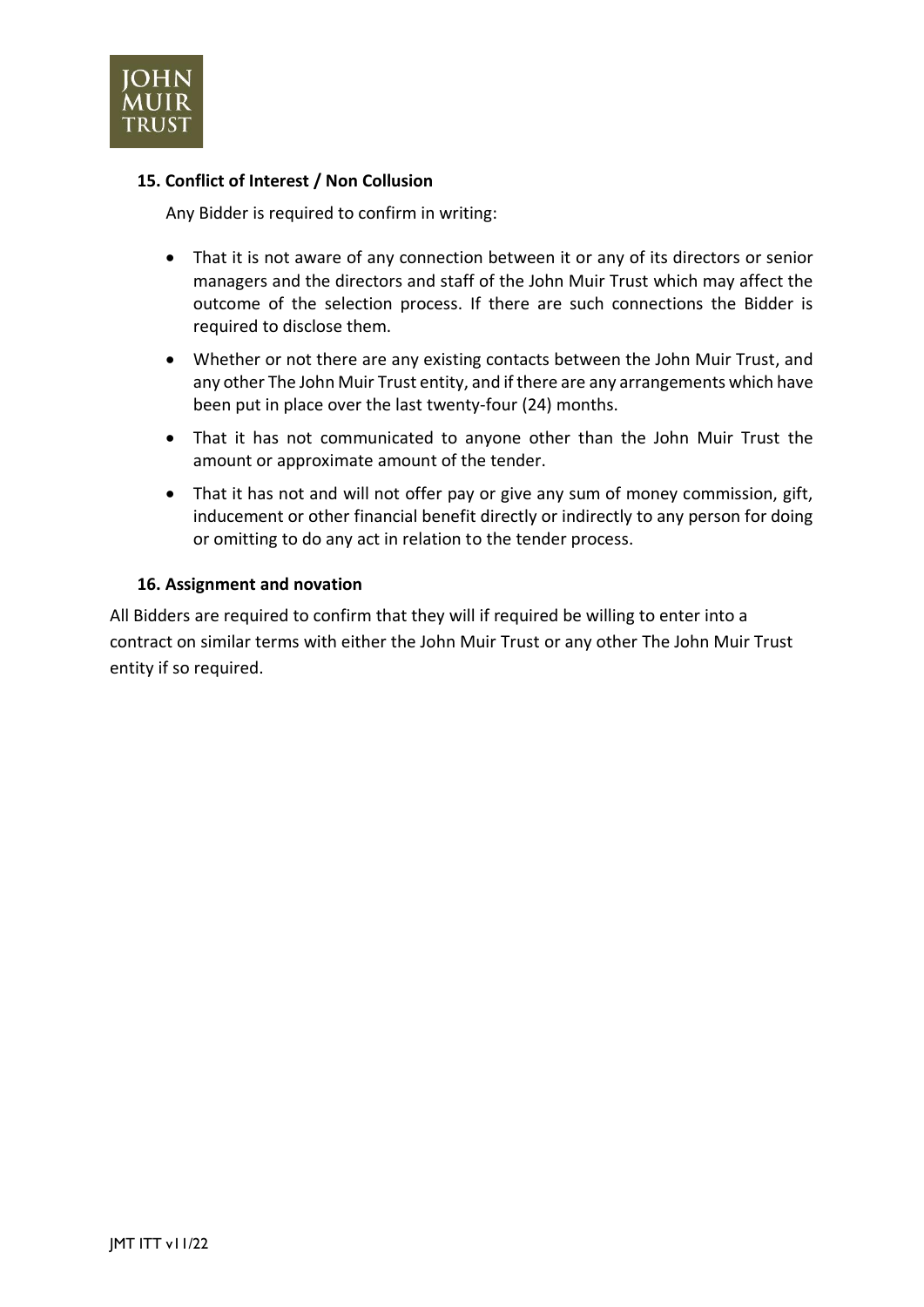### 15. Conflict of Interest / Non Collusion

Any Bidder is required to confirm in writing:

- That it is not aware of any connection between it or any of its directors or senior managers and the directors and staff of the John Muir Trust which may affect the outcome of the selection process. If there are such connections the Bidder is required to disclose them.
- Whether or not there are any existing contacts between the John Muir Trust, and any other The John Muir Trust entity, and if there are any arrangements which have been put in place over the last twenty-four (24) months.
- That it has not communicated to anyone other than the John Muir Trust the amount or approximate amount of the tender.
- That it has not and will not offer pay or give any sum of money commission, gift, inducement or other financial benefit directly or indirectly to any person for doing or omitting to do any act in relation to the tender process.

### 16. Assignment and novation

All Bidders are required to confirm that they will if required be willing to enter into a contract on similar terms with either the John Muir Trust or any other The John Muir Trust entity if so required.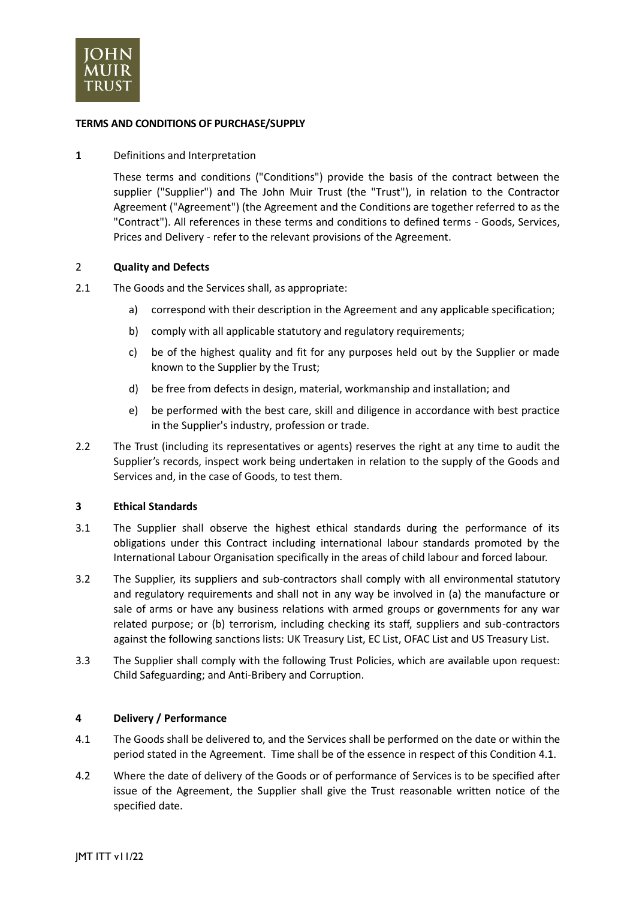**TERMS AND CONDITIONS OF PURCHASE/SUPPLY**

**1** Definitions and Interpretation

These terms and conditions ("Conditions") provide the basis of the contract between the supplier ("Supplier") and The John Muir Trust (the "Trust"), in relation to the Contractor Agreement ("Agreement") (the Agreement and the Conditions are together referred to as the "Contract"). All references in these terms and conditions to defined terms - Goods, Services, Prices and Delivery - refer to the relevant provisions of the Agreement.

2 **Quality and Defects**

2.1 The Goods and the Services shall, as appropriate:

a) correspond with their description in the Agreement and any applicable specification;

b) comply with all applicable statutory and regulatory requirements;

c) be of the highest quality and fit for any purposes held out by the Supplier or made known to the Supplier by the Trust;

d) be free from defects in design, material, workmanship and installation; and

e) be performed with the best care, skill and diligence in accordance with best practice in the Supplier's industry, profession or trade.

2.2 The Trust (including its representatives or agents) reserves the right at any time to audit the Supplier's records, inspect work being undertaken in relation to the supply of the Goods and Services and, in the case of Goods, to test them.

**3 Ethical Standards**

3.1 The Supplier shall observe the highest ethical standards during the performance of its obligations under this Contract including international labour standards promoted by the International Labour Organisation specifically in the areas of child labour and forced labour.

3.2 The Supplier, its suppliers and sub-contractors shall comply with all environmental statutory and regulatory requirements and shall not in any way be involved in (a) the manufacture or sale of arms or have any business relations with armed groups or governments for any war related purpose; or (b) terrorism, including checking its staff, suppliers and sub-contractors against the following sanctions lists: UK Treasury List, EC List, OFAC List and US Treasury List.

3.3 The Supplier shall comply with the following Trust Policies, which are available upon request: Child Safeguarding; and Anti-Bribery and Corruption.

**4 Delivery / Performance**

4.1 The Goods shall be delivered to, and the Services shall be performed on the date or within the period stated in the Agreement. Time shall be of the essence in respect of this Condition 4.1.

4.2 Where the date of delivery of the Goods or of performance of Services is to be specified after issue of the Agreement, the Supplier shall give the Trust reasonable written notice of the specified date.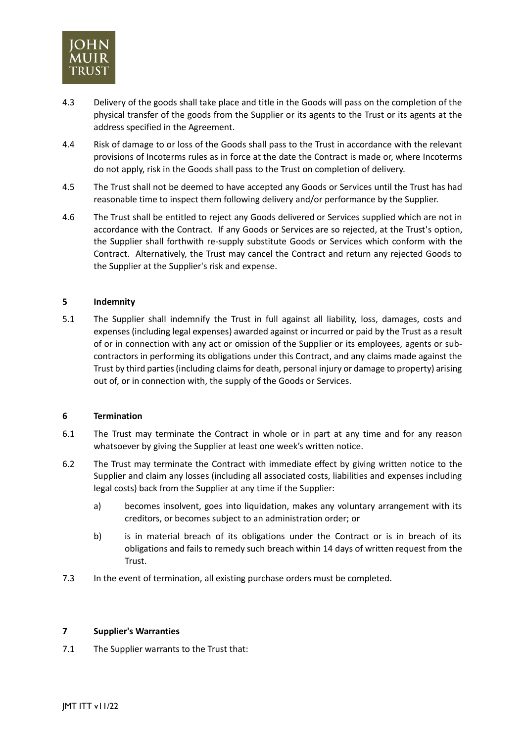4.3 Delivery of the goods shall take place and title in the Goods will pass on the completion of the physical transfer of the goods from the Supplier or its agents to the Trust or its agents at the address specified in the Agreement.

4.4 Risk of damage to or loss of the Goods shall pass to the Trust in accordance with the relevant provisions of Incoterms rules as in force at the date the Contract is made or, where Incoterms do not apply, risk in the Goods shall pass to the Trust on completion of delivery.

4.5 The Trust shall not be deemed to have accepted any Goods or Services until the Trust has had reasonable time to inspect them following delivery and/or performance by the Supplier.

4.6 The Trust shall be entitled to reject any Goods delivered or Services supplied which are not in accordance with the Contract. If any Goods or Services are so rejected, at the Trust's option, the Supplier shall forthwith re-supply substitute Goods or Services which conform with the Contract. Alternatively, the Trust may cancel the Contract and return any rejected Goods to the Supplier at the Supplier's risk and expense.

## 5 Indemnity

5.1 The Supplier shall indemnify the Trust in full against all liability, loss, damages, costs and expenses (including legal expenses) awarded against or incurred or paid by the Trust as a result of or in connection with any act or omission of the Supplier or its employees, agents or sub-contractors in performing its obligations under this Contract, and any claims made against the Trust by third parties (including claims for death, personal injury or damage to property) arising out of, or in connection with, the supply of the Goods or Services.

## 6 Termination

6.1 The Trust may terminate the Contract in whole or in part at any time and for any reason whatsoever by giving the Supplier at least one week's written notice.

6.2 The Trust may terminate the Contract with immediate effect by giving written notice to the Supplier and claim any losses (including all associated costs, liabilities and expenses including legal costs) back from the Supplier at any time if the Supplier:

a) becomes insolvent, goes into liquidation, makes any voluntary arrangement with its creditors, or becomes subject to an administration order; or

b) is in material breach of its obligations under the Contract or is in breach of its obligations and fails to remedy such breach within 14 days of written request from the Trust.

7.3 In the event of termination, all existing purchase orders must be completed.

## 7 Supplier's Warranties

7.1 The Supplier warrants to the Trust that: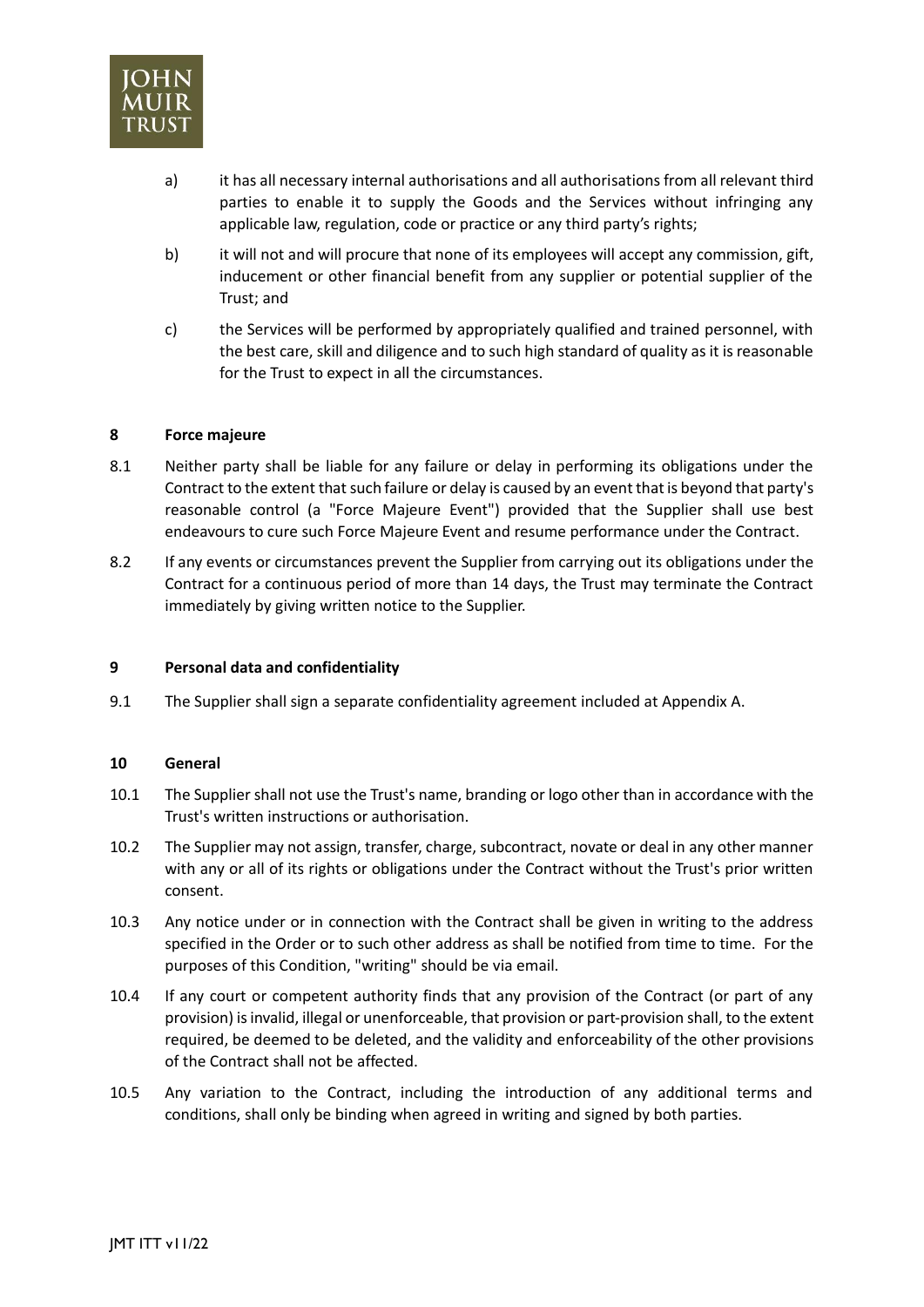a) it has all necessary internal authorisations and all authorisations from all relevant third parties to enable it to supply the Goods and the Services without infringing any applicable law, regulation, code or practice or any third party's rights;

b) it will not and will procure that none of its employees will accept any commission, gift, inducement or other financial benefit from any supplier or potential supplier of the Trust; and

c) the Services will be performed by appropriately qualified and trained personnel, with the best care, skill and diligence and to such high standard of quality as it is reasonable for the Trust to expect in all the circumstances.

## 8 Force majeure

8.1 Neither party shall be liable for any failure or delay in performing its obligations under the Contract to the extent that such failure or delay is caused by an event that is beyond that party's reasonable control (a "Force Majeure Event") provided that the Supplier shall use best endeavours to cure such Force Majeure Event and resume performance under the Contract.

8.2 If any events or circumstances prevent the Supplier from carrying out its obligations under the Contract for a continuous period of more than 14 days, the Trust may terminate the Contract immediately by giving written notice to the Supplier.

## 9 Personal data and confidentiality

9.1 The Supplier shall sign a separate confidentiality agreement included at Appendix A.

## 10 General

10.1 The Supplier shall not use the Trust's name, branding or logo other than in accordance with the Trust's written instructions or authorisation.

10.2 The Supplier may not assign, transfer, charge, subcontract, novate or deal in any other manner with any or all of its rights or obligations under the Contract without the Trust's prior written consent.

10.3 Any notice under or in connection with the Contract shall be given in writing to the address specified in the Order or to such other address as shall be notified from time to time. For the purposes of this Condition, "writing" should be via email.

10.4 If any court or competent authority finds that any provision of the Contract (or part of any provision) is invalid, illegal or unenforceable, that provision or part-provision shall, to the extent required, be deemed to be deleted, and the validity and enforceability of the other provisions of the Contract shall not be affected.

10.5 Any variation to the Contract, including the introduction of any additional terms and conditions, shall only be binding when agreed in writing and signed by both parties.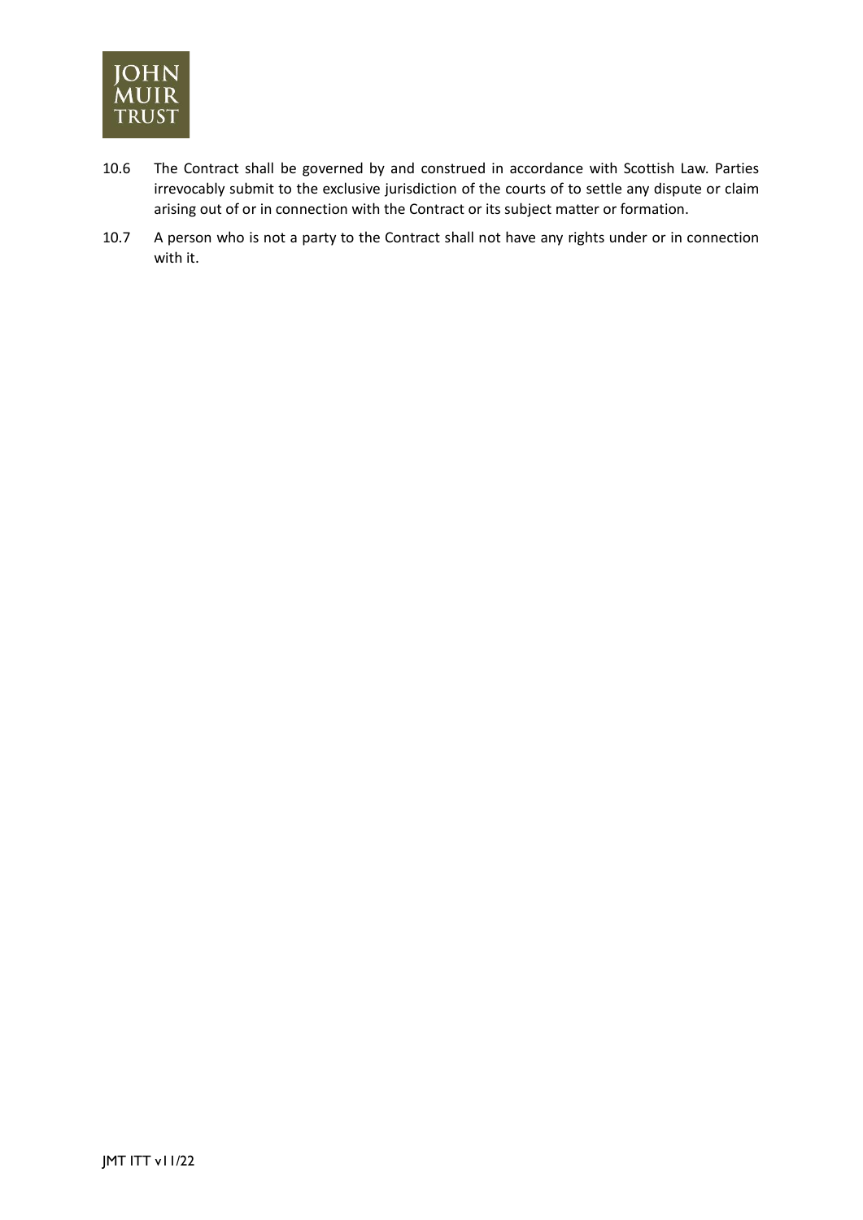10.6 The Contract shall be governed by and construed in accordance with Scottish Law. Parties irrevocably submit to the exclusive jurisdiction of the courts of to settle any dispute or claim arising out of or in connection with the Contract or its subject matter or formation.

10.7 A person who is not a party to the Contract shall not have any rights under or in connection with it.